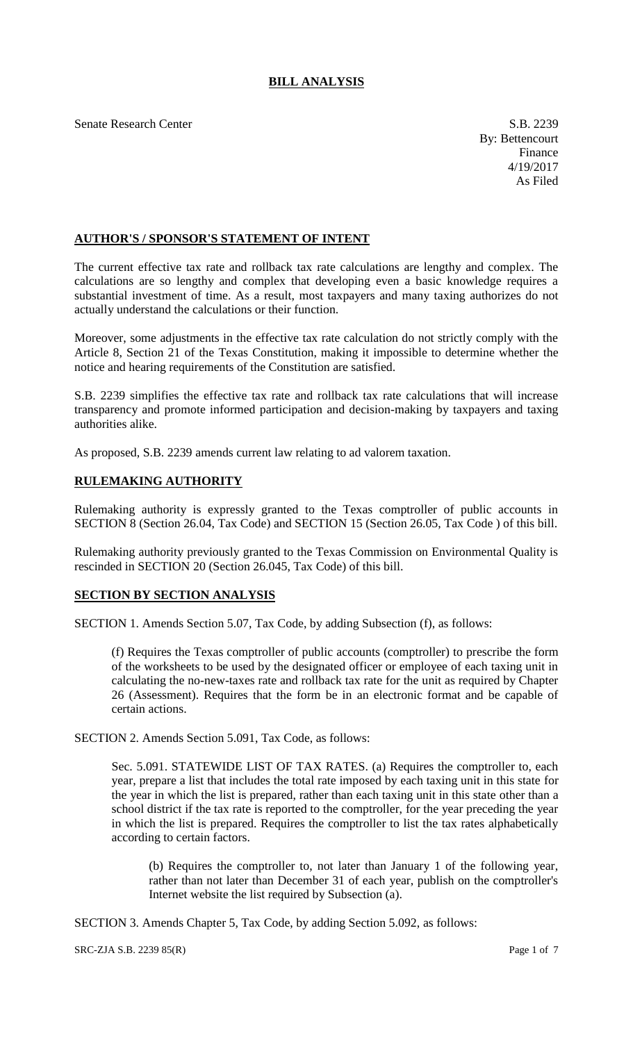# BILL ANALYSIS

Senate Research Center

S.B. 2239
By: Bettencourt
Finance
4/19/2017
As Filed

## AUTHOR'S / SPONSOR'S STATEMENT OF INTENT

The current effective tax rate and rollback tax rate calculations are lengthy and complex. The calculations are so lengthy and complex that developing even a basic knowledge requires a substantial investment of time. As a result, most taxpayers and many taxing authorizes do not actually understand the calculations or their function.

Moreover, some adjustments in the effective tax rate calculation do not strictly comply with the Article 8, Section 21 of the Texas Constitution, making it impossible to determine whether the notice and hearing requirements of the Constitution are satisfied.

S.B. 2239 simplifies the effective tax rate and rollback tax rate calculations that will increase transparency and promote informed participation and decision-making by taxpayers and taxing authorities alike.

As proposed, S.B. 2239 amends current law relating to ad valorem taxation.

## RULEMAKING AUTHORITY

Rulemaking authority is expressly granted to the Texas comptroller of public accounts in SECTION 8 (Section 26.04, Tax Code) and SECTION 15 (Section 26.05, Tax Code ) of this bill.

Rulemaking authority previously granted to the Texas Commission on Environmental Quality is rescinded in SECTION 20 (Section 26.045, Tax Code) of this bill.

## SECTION BY SECTION ANALYSIS

SECTION 1. Amends Section 5.07, Tax Code, by adding Subsection (f), as follows:

(f) Requires the Texas comptroller of public accounts (comptroller) to prescribe the form of the worksheets to be used by the designated officer or employee of each taxing unit in calculating the no-new-taxes rate and rollback tax rate for the unit as required by Chapter 26 (Assessment). Requires that the form be in an electronic format and be capable of certain actions.

SECTION 2. Amends Section 5.091, Tax Code, as follows:

Sec. 5.091. STATEWIDE LIST OF TAX RATES. (a) Requires the comptroller to, each year, prepare a list that includes the total rate imposed by each taxing unit in this state for the year in which the list is prepared, rather than each taxing unit in this state other than a school district if the tax rate is reported to the comptroller, for the year preceding the year in which the list is prepared. Requires the comptroller to list the tax rates alphabetically according to certain factors.

(b) Requires the comptroller to, not later than January 1 of the following year, rather than not later than December 31 of each year, publish on the comptroller's Internet website the list required by Subsection (a).

SECTION 3. Amends Chapter 5, Tax Code, by adding Section 5.092, as follows: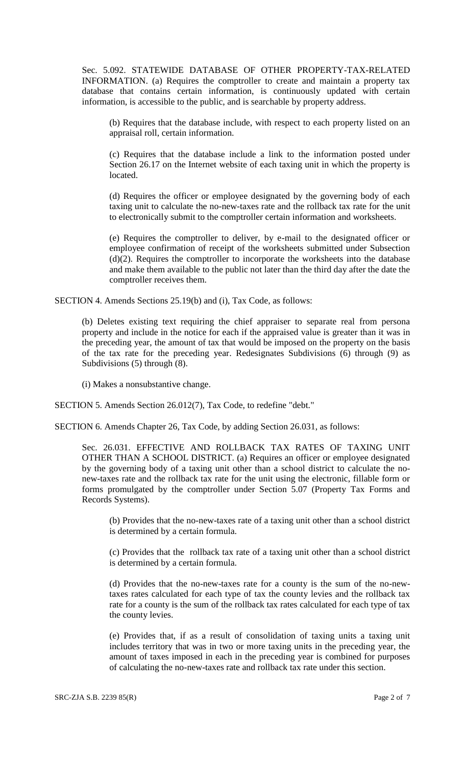Sec. 5.092. STATEWIDE DATABASE OF OTHER PROPERTY-TAX-RELATED INFORMATION. (a) Requires the comptroller to create and maintain a property tax database that contains certain information, is continuously updated with certain information, is accessible to the public, and is searchable by property address.

> (b) Requires that the database include, with respect to each property listed on an appraisal roll, certain information.
>
> (c) Requires that the database include a link to the information posted under Section 26.17 on the Internet website of each taxing unit in which the property is located.
>
> (d) Requires the officer or employee designated by the governing body of each taxing unit to calculate the no-new-taxes rate and the rollback tax rate for the unit to electronically submit to the comptroller certain information and worksheets.
>
> (e) Requires the comptroller to deliver, by e-mail to the designated officer or employee confirmation of receipt of the worksheets submitted under Subsection (d)(2). Requires the comptroller to incorporate the worksheets into the database and make them available to the public not later than the third day after the date the comptroller receives them.

SECTION 4. Amends Sections 25.19(b) and (i), Tax Code, as follows:

> (b) Deletes existing text requiring the chief appraiser to separate real from persona property and include in the notice for each if the appraised value is greater than it was in the preceding year, the amount of tax that would be imposed on the property on the basis of the tax rate for the preceding year. Redesignates Subdivisions (6) through (9) as Subdivisions (5) through (8).
>
> (i) Makes a nonsubstantive change.

SECTION 5. Amends Section 26.012(7), Tax Code, to redefine "debt."

SECTION 6. Amends Chapter 26, Tax Code, by adding Section 26.031, as follows:

> Sec. 26.031. EFFECTIVE AND ROLLBACK TAX RATES OF TAXING UNIT OTHER THAN A SCHOOL DISTRICT. (a) Requires an officer or employee designated by the governing body of a taxing unit other than a school district to calculate the no-new-taxes rate and the rollback tax rate for the unit using the electronic, fillable form or forms promulgated by the comptroller under Section 5.07 (Property Tax Forms and Records Systems).
>
> > (b) Provides that the no-new-taxes rate of a taxing unit other than a school district is determined by a certain formula.
> >
> > (c) Provides that the rollback tax rate of a taxing unit other than a school district is determined by a certain formula.
> >
> > (d) Provides that the no-new-taxes rate for a county is the sum of the no-new-taxes rates calculated for each type of tax the county levies and the rollback tax rate for a county is the sum of the rollback tax rates calculated for each type of tax the county levies.
> >
> > (e) Provides that, if as a result of consolidation of taxing units a taxing unit includes territory that was in two or more taxing units in the preceding year, the amount of taxes imposed in each in the preceding year is combined for purposes of calculating the no-new-taxes rate and rollback tax rate under this section.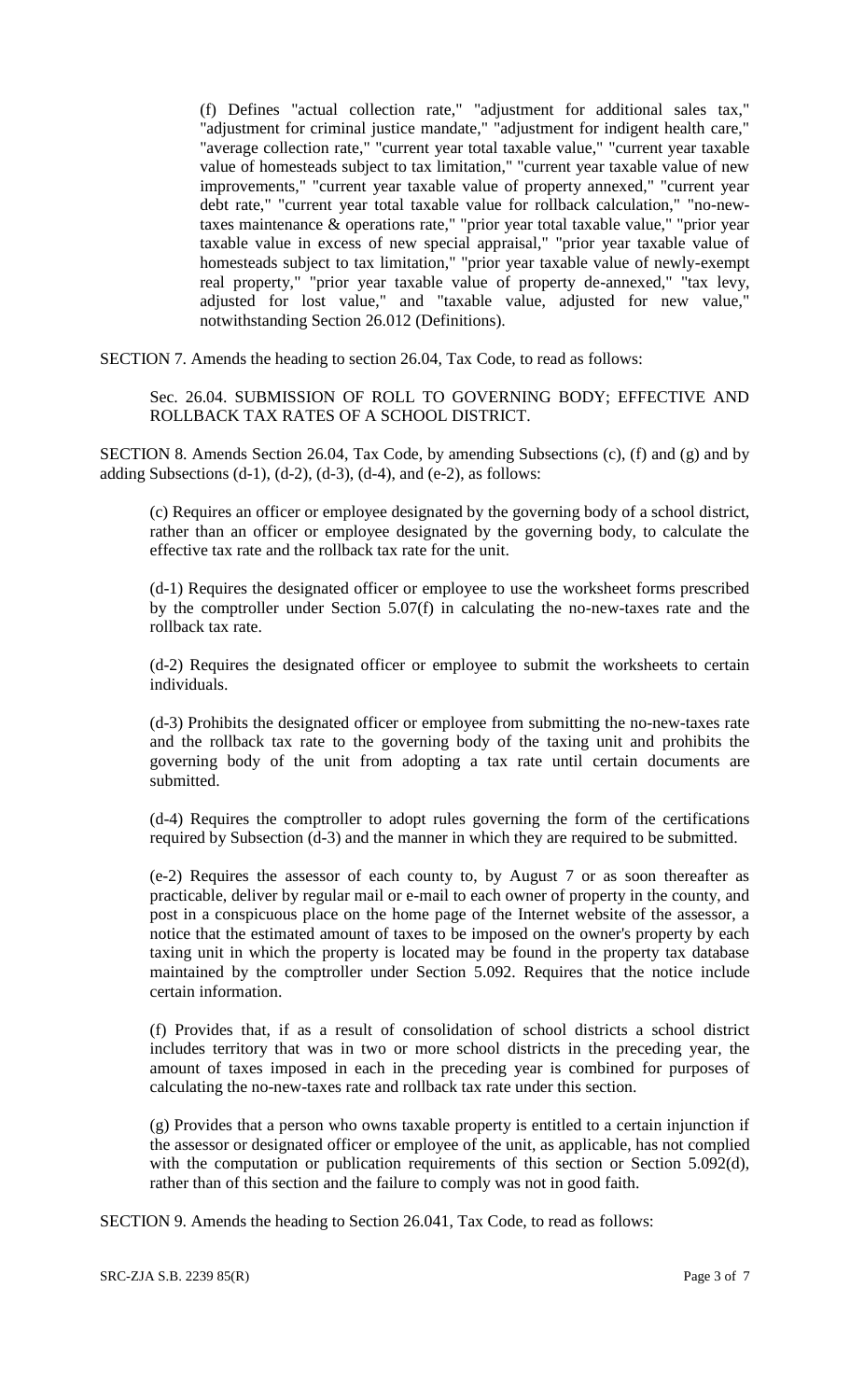(f) Defines "actual collection rate," "adjustment for additional sales tax," "adjustment for criminal justice mandate," "adjustment for indigent health care," "average collection rate," "current year total taxable value," "current year taxable value of homesteads subject to tax limitation," "current year taxable value of new improvements," "current year taxable value of property annexed," "current year debt rate," "current year total taxable value for rollback calculation," "no-new-taxes maintenance & operations rate," "prior year total taxable value," "prior year taxable value in excess of new special appraisal," "prior year taxable value of homesteads subject to tax limitation," "prior year taxable value of newly-exempt real property," "prior year taxable value of property de-annexed," "tax levy, adjusted for lost value," and "taxable value, adjusted for new value," notwithstanding Section 26.012 (Definitions).

SECTION 7. Amends the heading to section 26.04, Tax Code, to read as follows:

Sec. 26.04. SUBMISSION OF ROLL TO GOVERNING BODY; EFFECTIVE AND ROLLBACK TAX RATES OF A SCHOOL DISTRICT.

SECTION 8. Amends Section 26.04, Tax Code, by amending Subsections (c), (f) and (g) and by adding Subsections (d-1), (d-2), (d-3), (d-4), and (e-2), as follows:

(c) Requires an officer or employee designated by the governing body of a school district, rather than an officer or employee designated by the governing body, to calculate the effective tax rate and the rollback tax rate for the unit.

(d-1) Requires the designated officer or employee to use the worksheet forms prescribed by the comptroller under Section 5.07(f) in calculating the no-new-taxes rate and the rollback tax rate.

(d-2) Requires the designated officer or employee to submit the worksheets to certain individuals.

(d-3) Prohibits the designated officer or employee from submitting the no-new-taxes rate and the rollback tax rate to the governing body of the taxing unit and prohibits the governing body of the unit from adopting a tax rate until certain documents are submitted.

(d-4) Requires the comptroller to adopt rules governing the form of the certifications required by Subsection (d-3) and the manner in which they are required to be submitted.

(e-2) Requires the assessor of each county to, by August 7 or as soon thereafter as practicable, deliver by regular mail or e-mail to each owner of property in the county, and post in a conspicuous place on the home page of the Internet website of the assessor, a notice that the estimated amount of taxes to be imposed on the owner's property by each taxing unit in which the property is located may be found in the property tax database maintained by the comptroller under Section 5.092. Requires that the notice include certain information.

(f) Provides that, if as a result of consolidation of school districts a school district includes territory that was in two or more school districts in the preceding year, the amount of taxes imposed in each in the preceding year is combined for purposes of calculating the no-new-taxes rate and rollback tax rate under this section.

(g) Provides that a person who owns taxable property is entitled to a certain injunction if the assessor or designated officer or employee of the unit, as applicable, has not complied with the computation or publication requirements of this section or Section 5.092(d), rather than of this section and the failure to comply was not in good faith.

SECTION 9. Amends the heading to Section 26.041, Tax Code, to read as follows: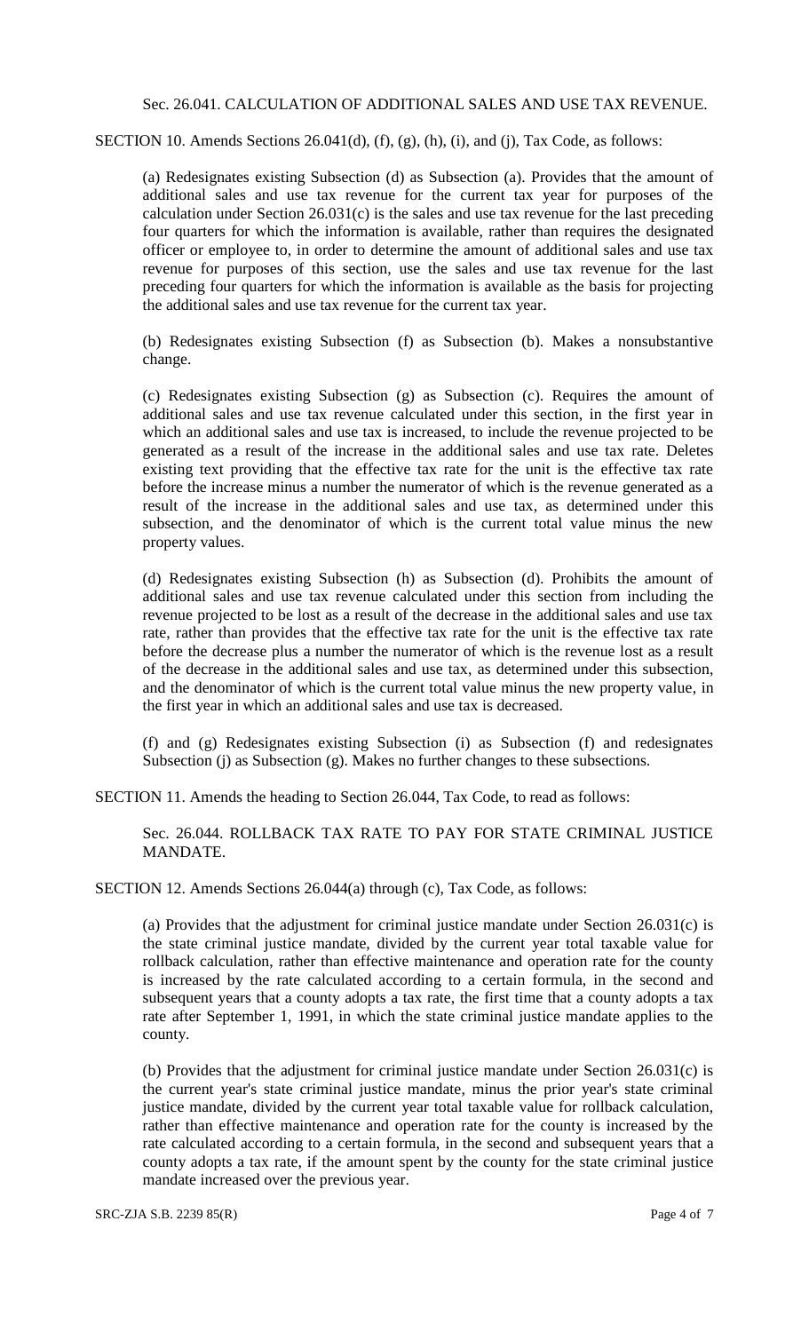Sec. 26.041. CALCULATION OF ADDITIONAL SALES AND USE TAX REVENUE.

SECTION 10. Amends Sections 26.041(d), (f), (g), (h), (i), and (j), Tax Code, as follows:

(a) Redesignates existing Subsection (d) as Subsection (a). Provides that the amount of additional sales and use tax revenue for the current tax year for purposes of the calculation under Section 26.031(c) is the sales and use tax revenue for the last preceding four quarters for which the information is available, rather than requires the designated officer or employee to, in order to determine the amount of additional sales and use tax revenue for purposes of this section, use the sales and use tax revenue for the last preceding four quarters for which the information is available as the basis for projecting the additional sales and use tax revenue for the current tax year.

(b) Redesignates existing Subsection (f) as Subsection (b). Makes a nonsubstantive change.

(c) Redesignates existing Subsection (g) as Subsection (c). Requires the amount of additional sales and use tax revenue calculated under this section, in the first year in which an additional sales and use tax is increased, to include the revenue projected to be generated as a result of the increase in the additional sales and use tax rate. Deletes existing text providing that the effective tax rate for the unit is the effective tax rate before the increase minus a number the numerator of which is the revenue generated as a result of the increase in the additional sales and use tax, as determined under this subsection, and the denominator of which is the current total value minus the new property values.

(d) Redesignates existing Subsection (h) as Subsection (d). Prohibits the amount of additional sales and use tax revenue calculated under this section from including the revenue projected to be lost as a result of the decrease in the additional sales and use tax rate, rather than provides that the effective tax rate for the unit is the effective tax rate before the decrease plus a number the numerator of which is the revenue lost as a result of the decrease in the additional sales and use tax, as determined under this subsection, and the denominator of which is the current total value minus the new property value, in the first year in which an additional sales and use tax is decreased.

(f) and (g) Redesignates existing Subsection (i) as Subsection (f) and redesignates Subsection (j) as Subsection (g). Makes no further changes to these subsections.

SECTION 11. Amends the heading to Section 26.044, Tax Code, to read as follows:

Sec. 26.044. ROLLBACK TAX RATE TO PAY FOR STATE CRIMINAL JUSTICE MANDATE.

SECTION 12. Amends Sections 26.044(a) through (c), Tax Code, as follows:

(a) Provides that the adjustment for criminal justice mandate under Section 26.031(c) is the state criminal justice mandate, divided by the current year total taxable value for rollback calculation, rather than effective maintenance and operation rate for the county is increased by the rate calculated according to a certain formula, in the second and subsequent years that a county adopts a tax rate, the first time that a county adopts a tax rate after September 1, 1991, in which the state criminal justice mandate applies to the county.

(b) Provides that the adjustment for criminal justice mandate under Section 26.031(c) is the current year's state criminal justice mandate, minus the prior year's state criminal justice mandate, divided by the current year total taxable value for rollback calculation, rather than effective maintenance and operation rate for the county is increased by the rate calculated according to a certain formula, in the second and subsequent years that a county adopts a tax rate, if the amount spent by the county for the state criminal justice mandate increased over the previous year.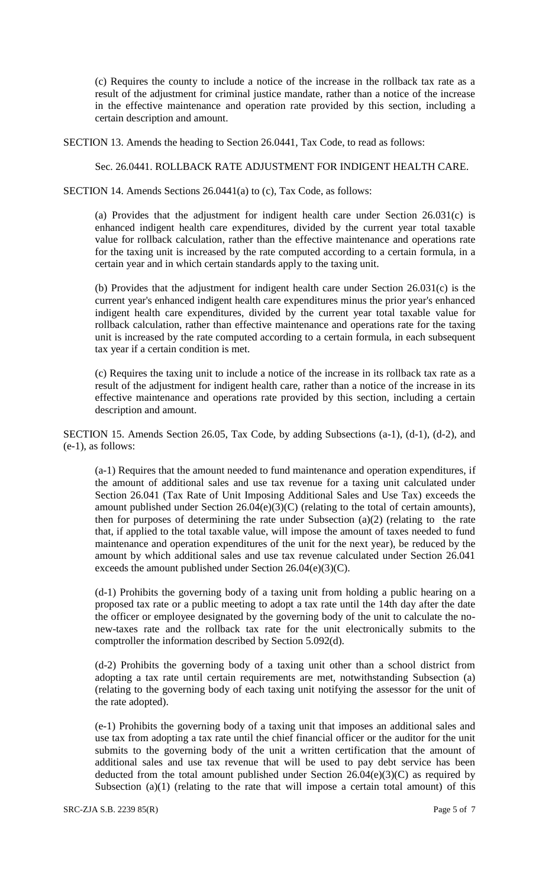(c) Requires the county to include a notice of the increase in the rollback tax rate as a result of the adjustment for criminal justice mandate, rather than a notice of the increase in the effective maintenance and operation rate provided by this section, including a certain description and amount.

SECTION 13. Amends the heading to Section 26.0441, Tax Code, to read as follows:

Sec. 26.0441. ROLLBACK RATE ADJUSTMENT FOR INDIGENT HEALTH CARE.

SECTION 14. Amends Sections 26.0441(a) to (c), Tax Code, as follows:

(a) Provides that the adjustment for indigent health care under Section 26.031(c) is enhanced indigent health care expenditures, divided by the current year total taxable value for rollback calculation, rather than the effective maintenance and operations rate for the taxing unit is increased by the rate computed according to a certain formula, in a certain year and in which certain standards apply to the taxing unit.

(b) Provides that the adjustment for indigent health care under Section 26.031(c) is the current year's enhanced indigent health care expenditures minus the prior year's enhanced indigent health care expenditures, divided by the current year total taxable value for rollback calculation, rather than effective maintenance and operations rate for the taxing unit is increased by the rate computed according to a certain formula, in each subsequent tax year if a certain condition is met.

(c) Requires the taxing unit to include a notice of the increase in its rollback tax rate as a result of the adjustment for indigent health care, rather than a notice of the increase in its effective maintenance and operations rate provided by this section, including a certain description and amount.

SECTION 15. Amends Section 26.05, Tax Code, by adding Subsections (a-1), (d-1), (d-2), and (e-1), as follows:

(a-1) Requires that the amount needed to fund maintenance and operation expenditures, if the amount of additional sales and use tax revenue for a taxing unit calculated under Section 26.041 (Tax Rate of Unit Imposing Additional Sales and Use Tax) exceeds the amount published under Section 26.04(e)(3)(C) (relating to the total of certain amounts), then for purposes of determining the rate under Subsection (a)(2) (relating to the rate that, if applied to the total taxable value, will impose the amount of taxes needed to fund maintenance and operation expenditures of the unit for the next year), be reduced by the amount by which additional sales and use tax revenue calculated under Section 26.041 exceeds the amount published under Section 26.04(e)(3)(C).

(d-1) Prohibits the governing body of a taxing unit from holding a public hearing on a proposed tax rate or a public meeting to adopt a tax rate until the 14th day after the date the officer or employee designated by the governing body of the unit to calculate the no-new-taxes rate and the rollback tax rate for the unit electronically submits to the comptroller the information described by Section 5.092(d).

(d-2) Prohibits the governing body of a taxing unit other than a school district from adopting a tax rate until certain requirements are met, notwithstanding Subsection (a) (relating to the governing body of each taxing unit notifying the assessor for the unit of the rate adopted).

(e-1) Prohibits the governing body of a taxing unit that imposes an additional sales and use tax from adopting a tax rate until the chief financial officer or the auditor for the unit submits to the governing body of the unit a written certification that the amount of additional sales and use tax revenue that will be used to pay debt service has been deducted from the total amount published under Section 26.04(e)(3)(C) as required by Subsection (a)(1) (relating to the rate that will impose a certain total amount) of this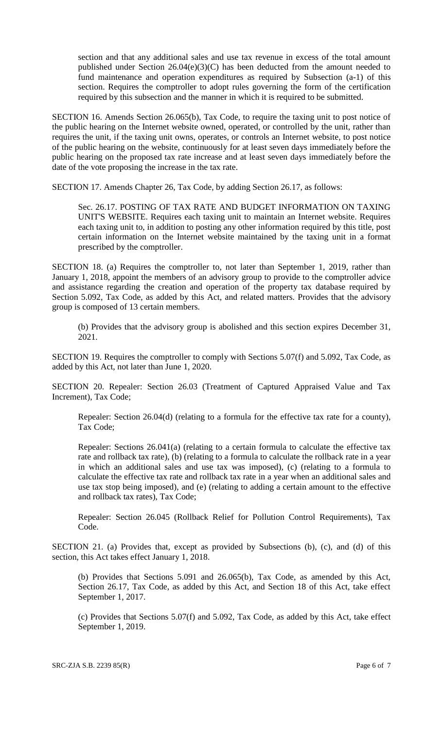section and that any additional sales and use tax revenue in excess of the total amount published under Section 26.04(e)(3)(C) has been deducted from the amount needed to fund maintenance and operation expenditures as required by Subsection (a-1) of this section. Requires the comptroller to adopt rules governing the form of the certification required by this subsection and the manner in which it is required to be submitted.

SECTION 16. Amends Section 26.065(b), Tax Code, to require the taxing unit to post notice of the public hearing on the Internet website owned, operated, or controlled by the unit, rather than requires the unit, if the taxing unit owns, operates, or controls an Internet website, to post notice of the public hearing on the website, continuously for at least seven days immediately before the public hearing on the proposed tax rate increase and at least seven days immediately before the date of the vote proposing the increase in the tax rate.

SECTION 17. Amends Chapter 26, Tax Code, by adding Section 26.17, as follows:

Sec. 26.17. POSTING OF TAX RATE AND BUDGET INFORMATION ON TAXING UNIT'S WEBSITE. Requires each taxing unit to maintain an Internet website. Requires each taxing unit to, in addition to posting any other information required by this title, post certain information on the Internet website maintained by the taxing unit in a format prescribed by the comptroller.

SECTION 18. (a) Requires the comptroller to, not later than September 1, 2019, rather than January 1, 2018, appoint the members of an advisory group to provide to the comptroller advice and assistance regarding the creation and operation of the property tax database required by Section 5.092, Tax Code, as added by this Act, and related matters. Provides that the advisory group is composed of 13 certain members.

(b) Provides that the advisory group is abolished and this section expires December 31, 2021.

SECTION 19. Requires the comptroller to comply with Sections 5.07(f) and 5.092, Tax Code, as added by this Act, not later than June 1, 2020.

SECTION 20. Repealer: Section 26.03 (Treatment of Captured Appraised Value and Tax Increment), Tax Code;

Repealer: Section 26.04(d) (relating to a formula for the effective tax rate for a county), Tax Code;

Repealer: Sections 26.041(a) (relating to a certain formula to calculate the effective tax rate and rollback tax rate), (b) (relating to a formula to calculate the rollback rate in a year in which an additional sales and use tax was imposed), (c) (relating to a formula to calculate the effective tax rate and rollback tax rate in a year when an additional sales and use tax stop being imposed), and (e) (relating to adding a certain amount to the effective and rollback tax rates), Tax Code;

Repealer: Section 26.045 (Rollback Relief for Pollution Control Requirements), Tax Code.

SECTION 21. (a) Provides that, except as provided by Subsections (b), (c), and (d) of this section, this Act takes effect January 1, 2018.

(b) Provides that Sections 5.091 and 26.065(b), Tax Code, as amended by this Act, Section 26.17, Tax Code, as added by this Act, and Section 18 of this Act, take effect September 1, 2017.

(c) Provides that Sections 5.07(f) and 5.092, Tax Code, as added by this Act, take effect September 1, 2019.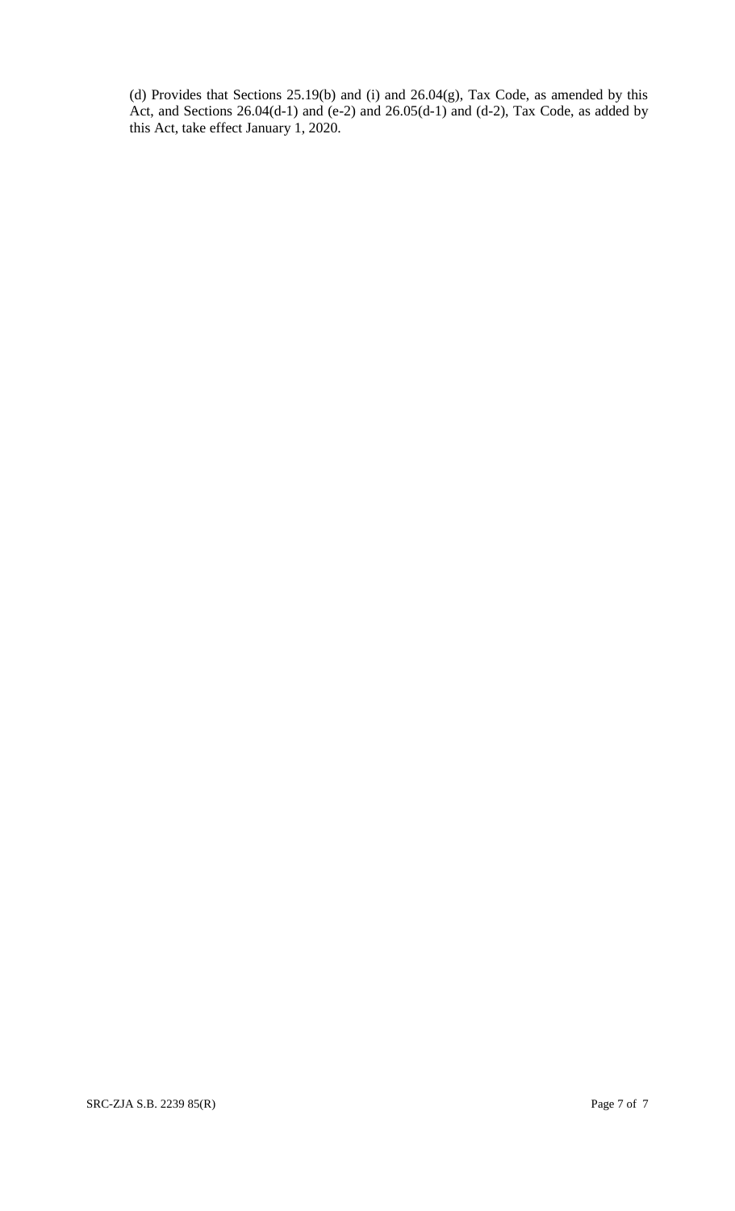(d) Provides that Sections 25.19(b) and (i) and 26.04(g), Tax Code, as amended by this Act, and Sections 26.04(d-1) and (e-2) and 26.05(d-1) and (d-2), Tax Code, as added by this Act, take effect January 1, 2020.